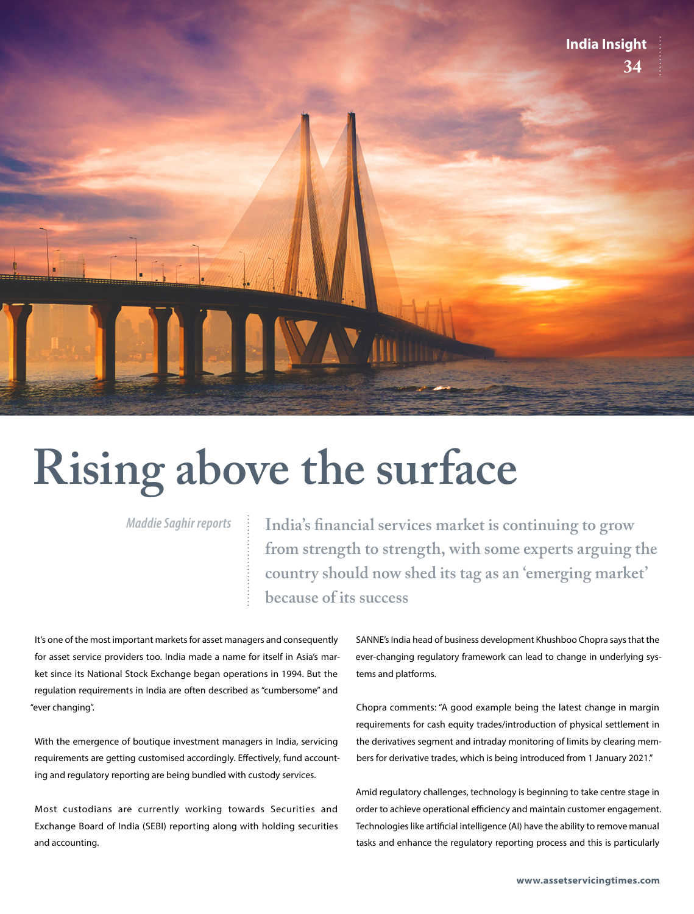# Rising above the surface

*Maddie Saghir reports*

**India's financial services market is continuing to grow from strength to strength, with some experts arguing the country should now shed its tag as an 'emerging market' because of its success**

It's one of the most important markets for asset managers and consequently for asset service providers too. India made a name for itself in Asia's market since its National Stock Exchange began operations in 1994. But the regulation requirements in India are often described as "cumbersome" and "ever changing".

With the emergence of boutique investment managers in India, servicing requirements are getting customised accordingly. Effectively, fund accounting and regulatory reporting are being bundled with custody services.

Most custodians are currently working towards Securities and Exchange Board of India (SEBI) reporting along with holding securities and accounting.

SANNE's India head of business development Khushboo Chopra says that the ever-changing regulatory framework can lead to change in underlying systems and platforms.

Chopra comments: "A good example being the latest change in margin requirements for cash equity trades/introduction of physical settlement in the derivatives segment and intraday monitoring of limits by clearing members for derivative trades, which is being introduced from 1 January 2021."

Amid regulatory challenges, technology is beginning to take centre stage in order to achieve operational efficiency and maintain customer engagement. Technologies like artificial intelligence (AI) have the ability to remove manual tasks and enhance the regulatory reporting process and this is particularly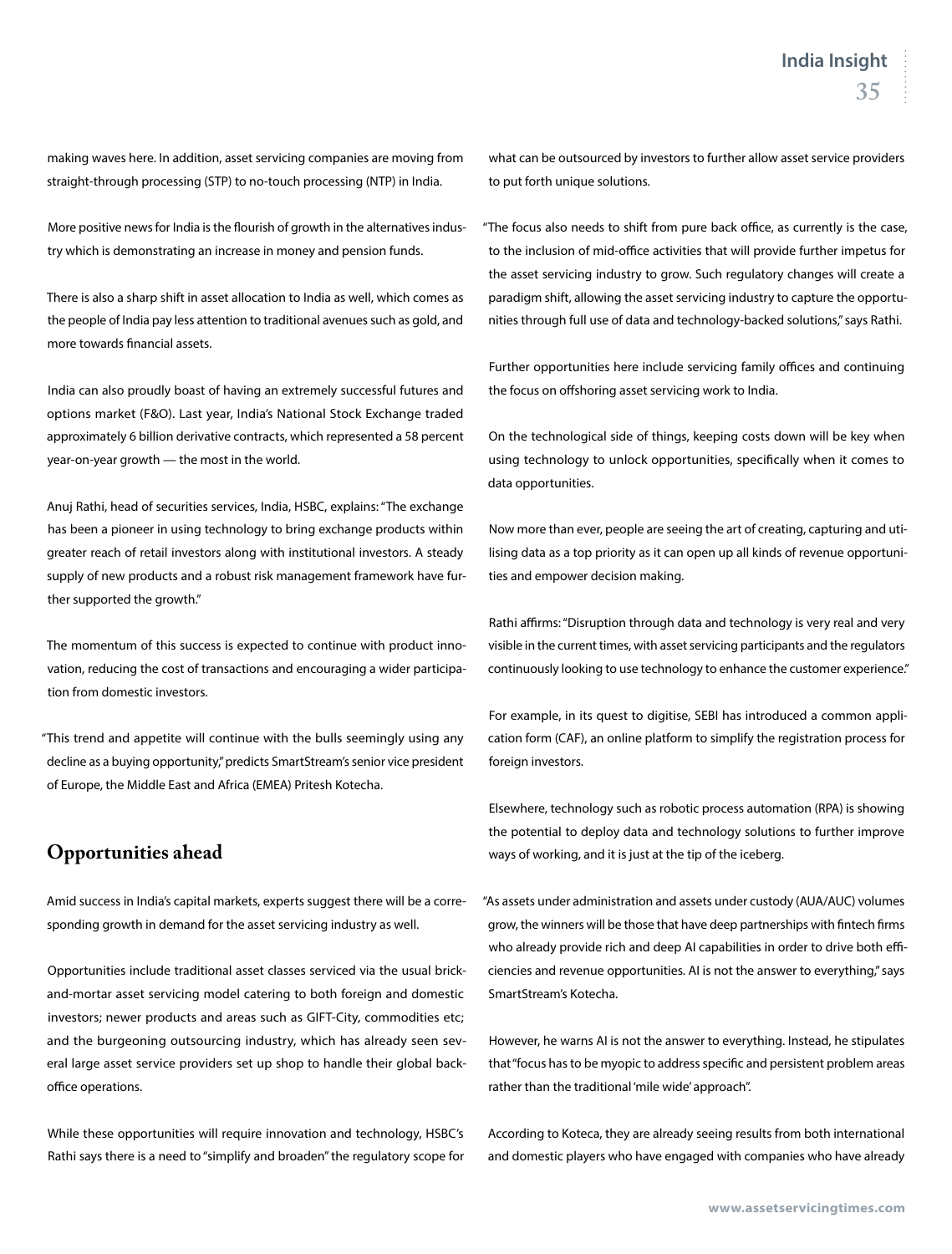making waves here. In addition, asset servicing companies are moving from straight-through processing (STP) to no-touch processing (NTP) in India.

More positive news for India is the flourish of growth in the alternatives industry which is demonstrating an increase in money and pension funds.

There is also a sharp shift in asset allocation to India as well, which comes as the people of India pay less attention to traditional avenues such as gold, and more towards financial assets.

India can also proudly boast of having an extremely successful futures and options market (F&O). Last year, India's National Stock Exchange traded approximately 6 billion derivative contracts, which represented a 58 percent year-on-year growth — the most in the world.

Anuj Rathi, head of securities services, India, HSBC, explains: "The exchange has been a pioneer in using technology to bring exchange products within greater reach of retail investors along with institutional investors. A steady supply of new products and a robust risk management framework have further supported the growth."

The momentum of this success is expected to continue with product innovation, reducing the cost of transactions and encouraging a wider participation from domestic investors.

"This trend and appetite will continue with the bulls seemingly using any decline as a buying opportunity," predicts SmartStream's senior vice president of Europe, the Middle East and Africa (EMEA) Pritesh Kotecha.

## Opportunities ahead

Amid success in India's capital markets, experts suggest there will be a corresponding growth in demand for the asset servicing industry as well.

Opportunities include traditional asset classes serviced via the usual brick-and-mortar asset servicing model catering to both foreign and domestic investors; newer products and areas such as GIFT-City, commodities etc; and the burgeoning outsourcing industry, which has already seen several large asset service providers set up shop to handle their global back-office operations.

While these opportunities will require innovation and technology, HSBC's Rathi says there is a need to "simplify and broaden" the regulatory scope for what can be outsourced by investors to further allow asset service providers to put forth unique solutions.

"The focus also needs to shift from pure back office, as currently is the case, to the inclusion of mid-office activities that will provide further impetus for the asset servicing industry to grow. Such regulatory changes will create a paradigm shift, allowing the asset servicing industry to capture the opportunities through full use of data and technology-backed solutions," says Rathi.

Further opportunities here include servicing family offices and continuing the focus on offshoring asset servicing work to India.

On the technological side of things, keeping costs down will be key when using technology to unlock opportunities, specifically when it comes to data opportunities.

Now more than ever, people are seeing the art of creating, capturing and utilising data as a top priority as it can open up all kinds of revenue opportunities and empower decision making.

Rathi affirms: "Disruption through data and technology is very real and very visible in the current times, with asset servicing participants and the regulators continuously looking to use technology to enhance the customer experience."

For example, in its quest to digitise, SEBI has introduced a common application form (CAF), an online platform to simplify the registration process for foreign investors.

Elsewhere, technology such as robotic process automation (RPA) is showing the potential to deploy data and technology solutions to further improve ways of working, and it is just at the tip of the iceberg.

"As assets under administration and assets under custody (AUA/AUC) volumes grow, the winners will be those that have deep partnerships with fintech firms who already provide rich and deep AI capabilities in order to drive both efficiencies and revenue opportunities. AI is not the answer to everything," says SmartStream's Kotecha.

However, he warns AI is not the answer to everything. Instead, he stipulates that "focus has to be myopic to address specific and persistent problem areas rather than the traditional 'mile wide' approach".

According to Koteca, they are already seeing results from both international and domestic players who have engaged with companies who have already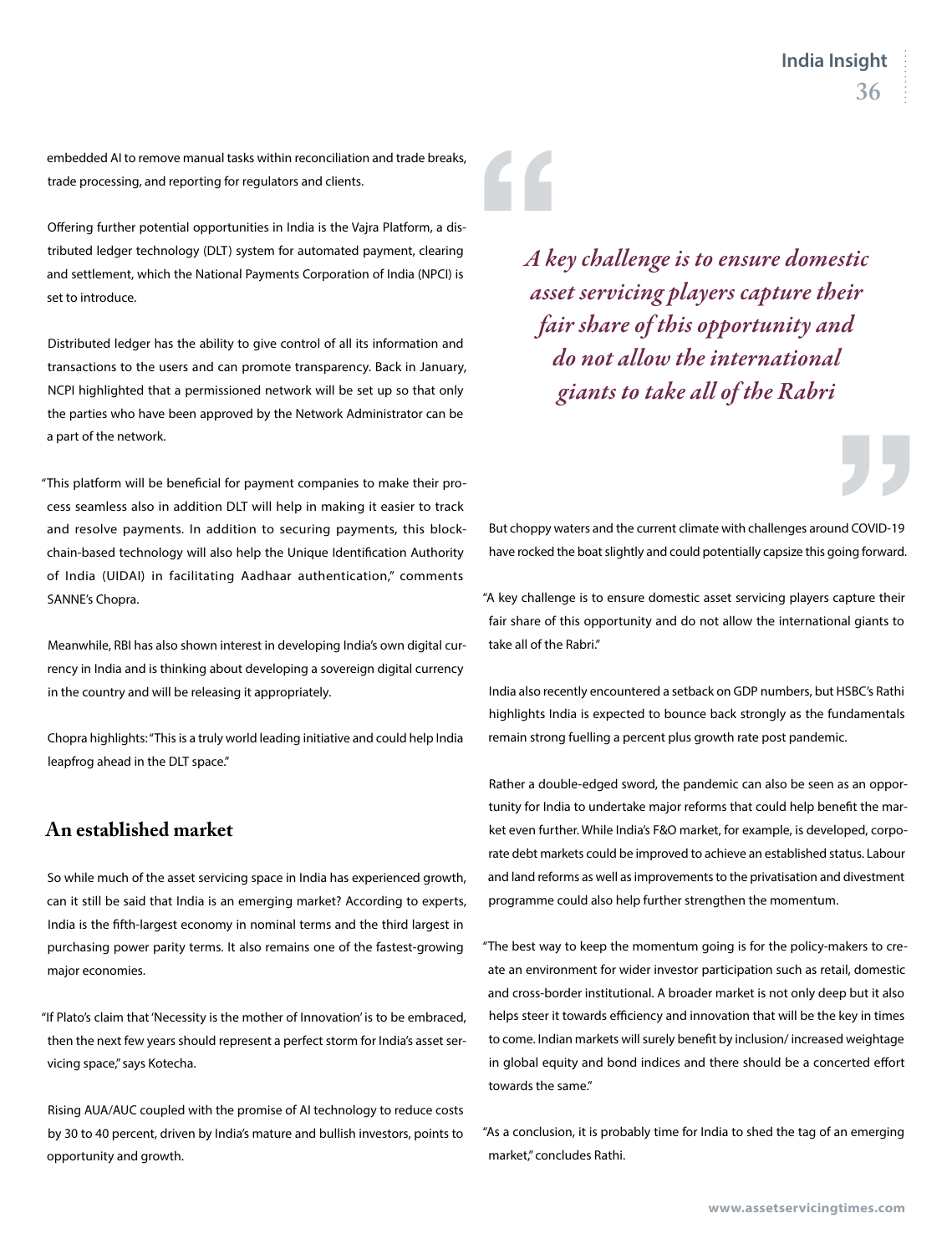embedded AI to remove manual tasks within reconciliation and trade breaks, trade processing, and reporting for regulators and clients.

Offering further potential opportunities in India is the Vajra Platform, a distributed ledger technology (DLT) system for automated payment, clearing and settlement, which the National Payments Corporation of India (NPCI) is set to introduce.

Distributed ledger has the ability to give control of all its information and transactions to the users and can promote transparency. Back in January, NCPI highlighted that a permissioned network will be set up so that only the parties who have been approved by the Network Administrator can be a part of the network.

"This platform will be beneficial for payment companies to make their process seamless also in addition DLT will help in making it easier to track and resolve payments. In addition to securing payments, this blockchain-based technology will also help the Unique Identification Authority of India (UIDAI) in facilitating Aadhaar authentication," comments SANNE's Chopra.

Meanwhile, RBI has also shown interest in developing India's own digital currency in India and is thinking about developing a sovereign digital currency in the country and will be releasing it appropriately.

Chopra highlights: "This is a truly world leading initiative and could help India leapfrog ahead in the DLT space."

## An established market

So while much of the asset servicing space in India has experienced growth, can it still be said that India is an emerging market? According to experts, India is the fifth-largest economy in nominal terms and the third largest in purchasing power parity terms. It also remains one of the fastest-growing major economies.

"If Plato's claim that 'Necessity is the mother of Innovation' is to be embraced, then the next few years should represent a perfect storm for India's asset servicing space," says Kotecha.

Rising AUA/AUC coupled with the promise of AI technology to reduce costs by 30 to 40 percent, driven by India's mature and bullish investors, points to opportunity and growth.

> *A key challenge is to ensure domestic asset servicing players capture their fair share of this opportunity and do not allow the international giants to take all of the Rabri*

But choppy waters and the current climate with challenges around COVID-19 have rocked the boat slightly and could potentially capsize this going forward.

"A key challenge is to ensure domestic asset servicing players capture their fair share of this opportunity and do not allow the international giants to take all of the Rabri."

India also recently encountered a setback on GDP numbers, but HSBC's Rathi highlights India is expected to bounce back strongly as the fundamentals remain strong fuelling a percent plus growth rate post pandemic.

Rather a double-edged sword, the pandemic can also be seen as an opportunity for India to undertake major reforms that could help benefit the market even further. While India's F&O market, for example, is developed, corporate debt markets could be improved to achieve an established status. Labour and land reforms as well as improvements to the privatisation and divestment programme could also help further strengthen the momentum.

"The best way to keep the momentum going is for the policy-makers to create an environment for wider investor participation such as retail, domestic and cross-border institutional. A broader market is not only deep but it also helps steer it towards efficiency and innovation that will be the key in times to come. Indian markets will surely benefit by inclusion/ increased weightage in global equity and bond indices and there should be a concerted effort towards the same."

"As a conclusion, it is probably time for India to shed the tag of an emerging market," concludes Rathi.